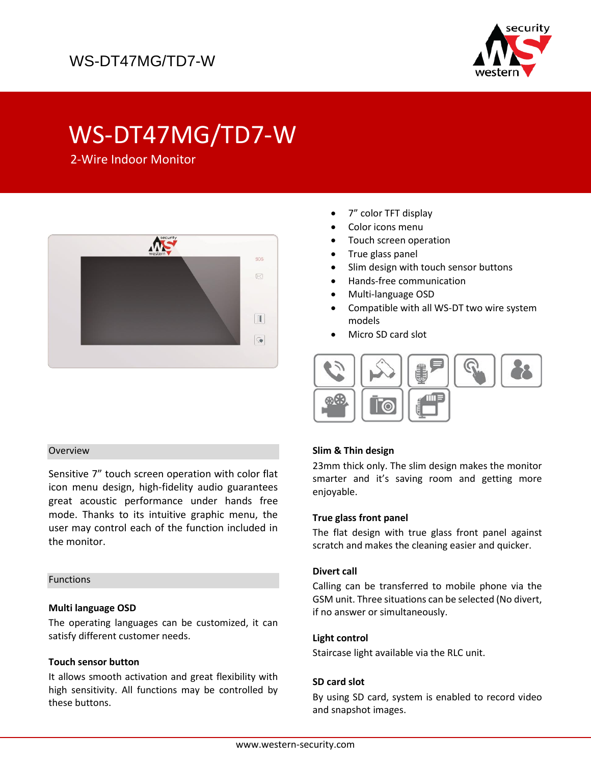WS-DT47MG/TD7-W

# WS-DT47MG/TD7-W

2-Wire Indoor Monitor

- 7" color TFT display
- Color icons menu
- Touch screen operation
- True glass panel
- Slim design with touch sensor buttons
- Hands-free communication
- Multi-language OSD
- Compatible with all WS-DT two wire system models
- Micro SD card slot

## Overview

Sensitive 7" touch screen operation with color flat icon menu design, high-fidelity audio guarantees great acoustic performance under hands free mode. Thanks to its intuitive graphic menu, the user may control each of the function included in the monitor.

## Functions

**Multi language OSD**

The operating languages can be customized, it can satisfy different customer needs.

**Touch sensor button**

It allows smooth activation and great flexibility with high sensitivity. All functions may be controlled by these buttons.

**Slim & Thin design**

23mm thick only. The slim design makes the monitor smarter and it's saving room and getting more enjoyable.

**True glass front panel**

The flat design with true glass front panel against scratch and makes the cleaning easier and quicker.

**Divert call**

Calling can be transferred to mobile phone via the GSM unit. Three situations can be selected (No divert, if no answer or simultaneously.

**Light control**

Staircase light available via the RLC unit.

**SD card slot**

By using SD card, system is enabled to record video and snapshot images.

www.western-security.com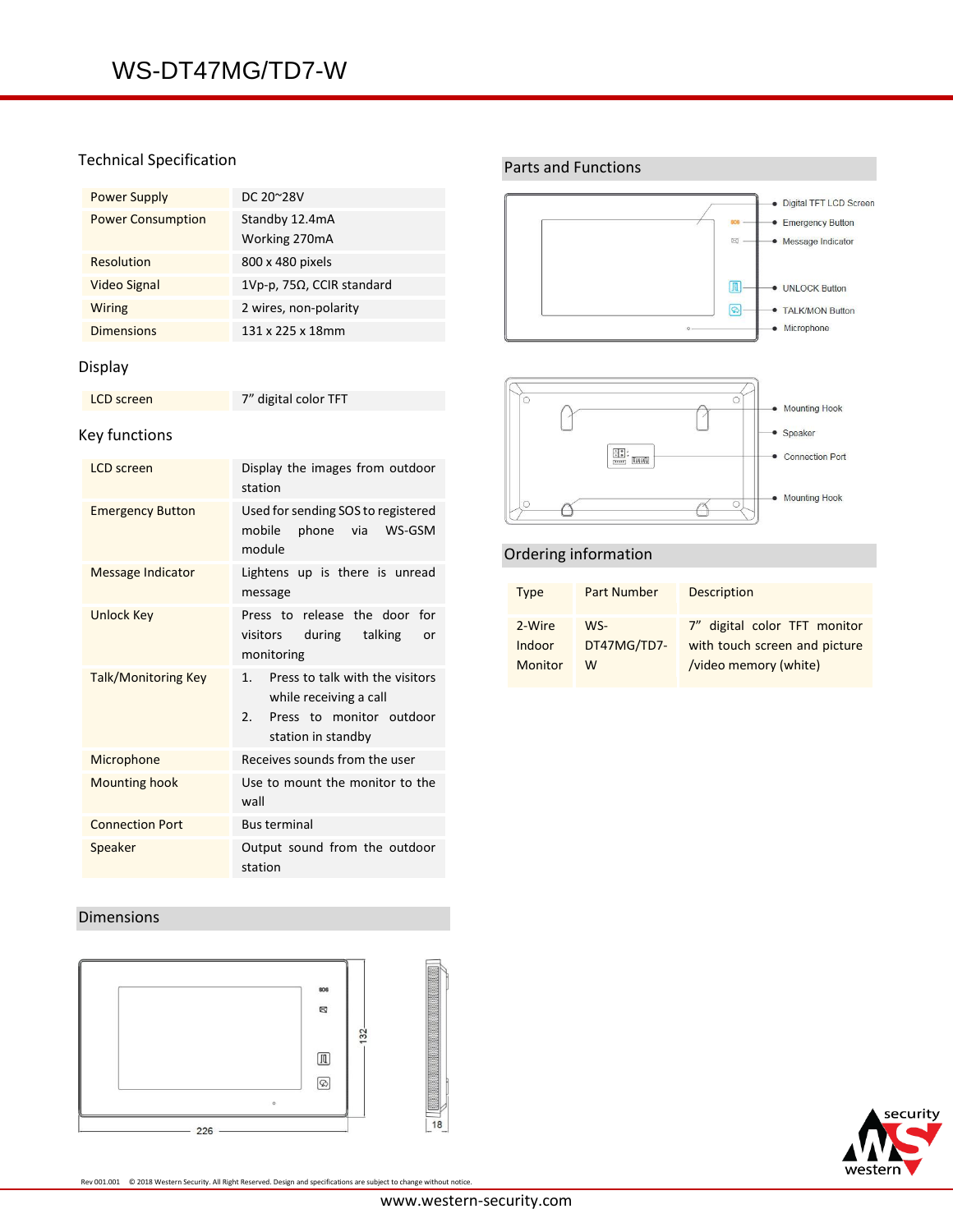# WS-DT47MG/TD7-W

## Technical Specification

| | |
|---|---|
| Power Supply | DC 20~28V |
| Power Consumption | Standby 12.4mA<br>Working 270mA |
| Resolution | 800 x 480 pixels |
| Video Signal | 1Vp-p, 75Ω, CCIR standard |
| Wiring | 2 wires, non-polarity |
| Dimensions | 131 x 225 x 18mm |

## Display

| | |
|---|---|
| LCD screen | 7" digital color TFT |

## Key functions

| | |
|---|---|
| LCD screen | Display the images from outdoor station |
| Emergency Button | Used for sending SOS to registered mobile phone via WS-GSM module |
| Message Indicator | Lightens up is there is unread message |
| Unlock Key | Press to release the door for visitors during talking or monitoring |
| Talk/Monitoring Key | 1. Press to talk with the visitors while receiving a call<br>2. Press to monitor outdoor station in standby |
| Microphone | Receives sounds from the user |
| Mounting hook | Use to mount the monitor to the wall |
| Connection Port | Bus terminal |
| Speaker | Output sound from the outdoor station |

## Dimensions

132

226

18

## Parts and Functions

Digital TFT LCD Screen

Emergency Button

Message Indicator

UNLOCK Button

TALK/MON Button

Microphone

Mounting Hook

Speaker

Connection Port

Mounting Hook

## Ordering information

| Type | Part Number | Description |
|---|---|---|
| 2-Wire Indoor Monitor | WS-DT47MG/TD7-W | 7" digital color TFT monitor with touch screen and picture /video memory (white) |

Rev 001.001 © 2018 Western Security. All Right Reserved. Design and specifications are subject to change without notice.

www.western-security.com